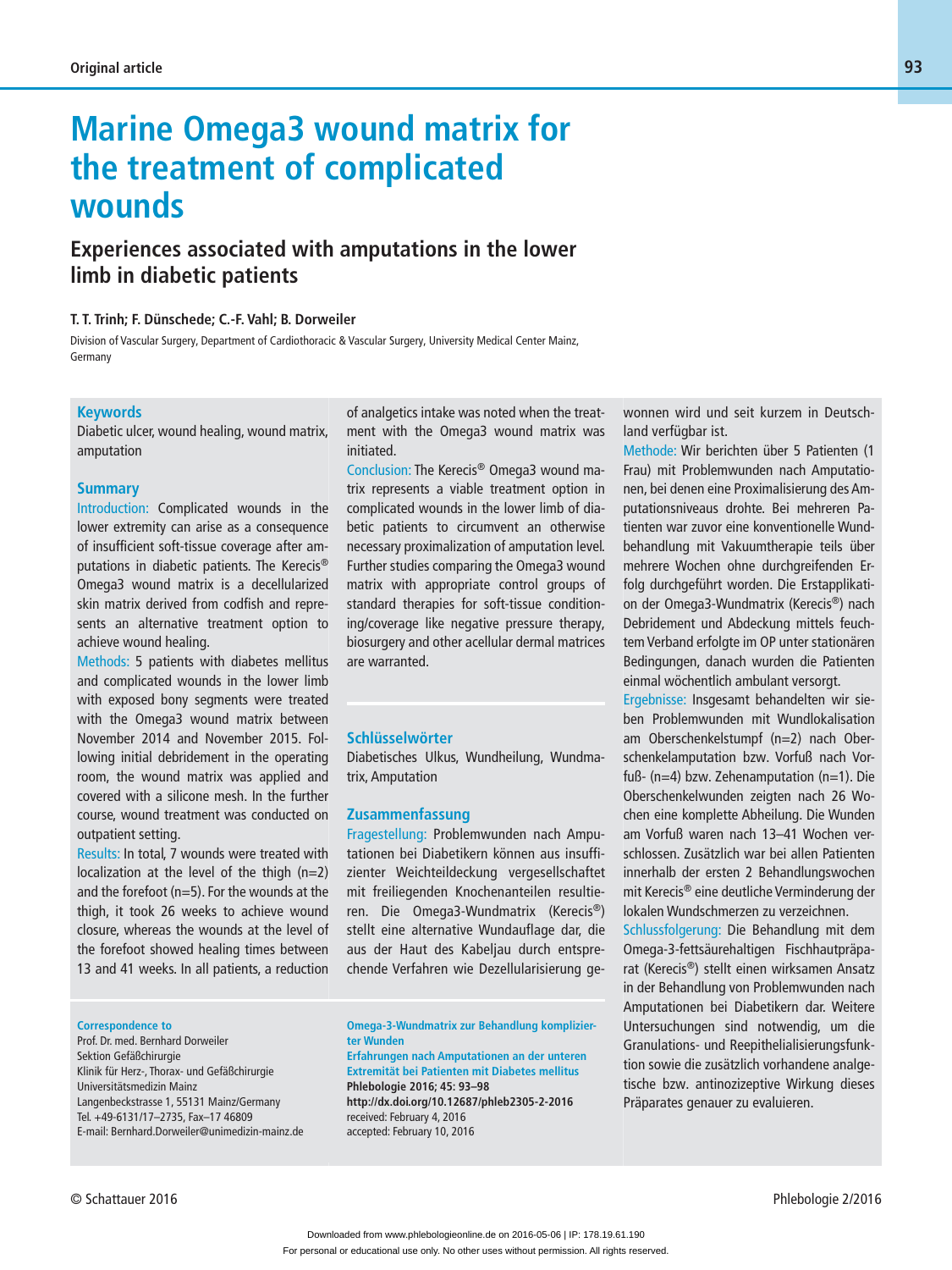Original article

# Marine Omega3 wound matrix for the treatment of complicated wounds

## Experiences associated with amputations in the lower limb in diabetic patients

**T. T. Trinh; F. Dünschede; C.-F. Vahl; B. Dorweiler**

Division of Vascular Surgery, Department of Cardiothoracic & Vascular Surgery, University Medical Center Mainz, Germany

### Keywords

Diabetic ulcer, wound healing, wound matrix, amputation

### Summary

Introduction: Complicated wounds in the lower extremity can arise as a consequence of insufficient soft-tissue coverage after amputations in diabetic patients. The Kerecis® Omega3 wound matrix is a decellularized skin matrix derived from codfish and represents an alternative treatment option to achieve wound healing.

Methods: 5 patients with diabetes mellitus and complicated wounds in the lower limb with exposed bony segments were treated with the Omega3 wound matrix between November 2014 and November 2015. Following initial debridement in the operating room, the wound matrix was applied and covered with a silicone mesh. In the further course, wound treatment was conducted on outpatient setting.

Results: In total, 7 wounds were treated with localization at the level of the thigh (n=2) and the forefoot (n=5). For the wounds at the thigh, it took 26 weeks to achieve wound closure, whereas the wounds at the level of the forefoot showed healing times between 13 and 41 weeks. In all patients, a reduction of analgetics intake was noted when the treatment with the Omega3 wound matrix was initiated.

Conclusion: The Kerecis® Omega3 wound matrix represents a viable treatment option in complicated wounds in the lower limb of diabetic patients to circumvent an otherwise necessary proximalization of amputation level. Further studies comparing the Omega3 wound matrix with appropriate control groups of standard therapies for soft-tissue conditioning/coverage like negative pressure therapy, biosurgery and other acellular dermal matrices are warranted.

### Schlüsselwörter

Diabetisches Ulkus, Wundheilung, Wundmatrix, Amputation

### Zusammenfassung

Fragestellung: Problemwunden nach Amputationen bei Diabetikern können aus insuffizienter Weichteildeckung vergesellschaftet mit freiliegenden Knochenanteilen resultieren. Die Omega3-Wundmatrix (Kerecis®) stellt eine alternative Wundauflage dar, die aus der Haut des Kabeljau durch entsprechende Verfahren wie Dezellularisierung gewonnen wird und seit kurzem in Deutschland verfügbar ist.

Methode: Wir berichten über 5 Patienten (1 Frau) mit Problemwunden nach Amputationen, bei denen eine Proximalisierung des Amputationsniveaus drohte. Bei mehreren Patienten war zuvor eine konventionelle Wundbehandlung mit Vakuumtherapie teils über mehrere Wochen ohne durchgreifenden Erfolg durchgeführt worden. Die Erstapplikation der Omega3-Wundmatrix (Kerecis®) nach Debridement und Abdeckung mittels feuchtem Verband erfolgte im OP unter stationären Bedingungen, danach wurden die Patienten einmal wöchentlich ambulant versorgt.

Ergebnisse: Insgesamt behandelten wir sieben Problemwunden mit Wundlokalisation am Oberschenkelstumpf (n=2) nach Oberschenkelamputation bzw. Vorfuß nach Vorfuß- (n=4) bzw. Zehenamputation (n=1). Die Oberschenkelwunden zeigten nach 26 Wochen eine komplette Abheilung. Die Wunden am Vorfuß waren nach 13–41 Wochen verschlossen. Zusätzlich war bei allen Patienten innerhalb der ersten 2 Behandlungswochen mit Kerecis® eine deutliche Verminderung der lokalen Wundschmerzen zu verzeichnen.

Schlussfolgerung: Die Behandlung mit dem Omega-3-fettsäurehaltigen Fischhautpräparat (Kerecis®) stellt einen wirksamen Ansatz in der Behandlung von Problemwunden nach Amputationen bei Diabetikern dar. Weitere Untersuchungen sind notwendig, um die Granulations- und Reepithelialisierungsfunktion sowie die zusätzlich vorhandene analgetische bzw. antinozizeptive Wirkung dieses Präparates genauer zu evaluieren.

**Correspondence to**
Prof. Dr. med. Bernhard Dorweiler
Sektion Gefäßchirurgie
Klinik für Herz-, Thorax- und Gefäßchirurgie
Universitätsmedizin Mainz
Langenbeckstrasse 1, 55131 Mainz/Germany
Tel. +49-6131/17–2735, Fax–17 46809
E-mail: Bernhard.Dorweiler@unimedizin-mainz.de

**Omega-3-Wundmatrix zur Behandlung komplizierter Wunden**
**Erfahrungen nach Amputationen an der unteren Extremität bei Patienten mit Diabetes mellitus**
**Phlebologie 2016; 45: 93–98**
**http://dx.doi.org/10.12687/phleb2305-2-2016**
received: February 4, 2016
accepted: February 10, 2016

© Schattauer 2016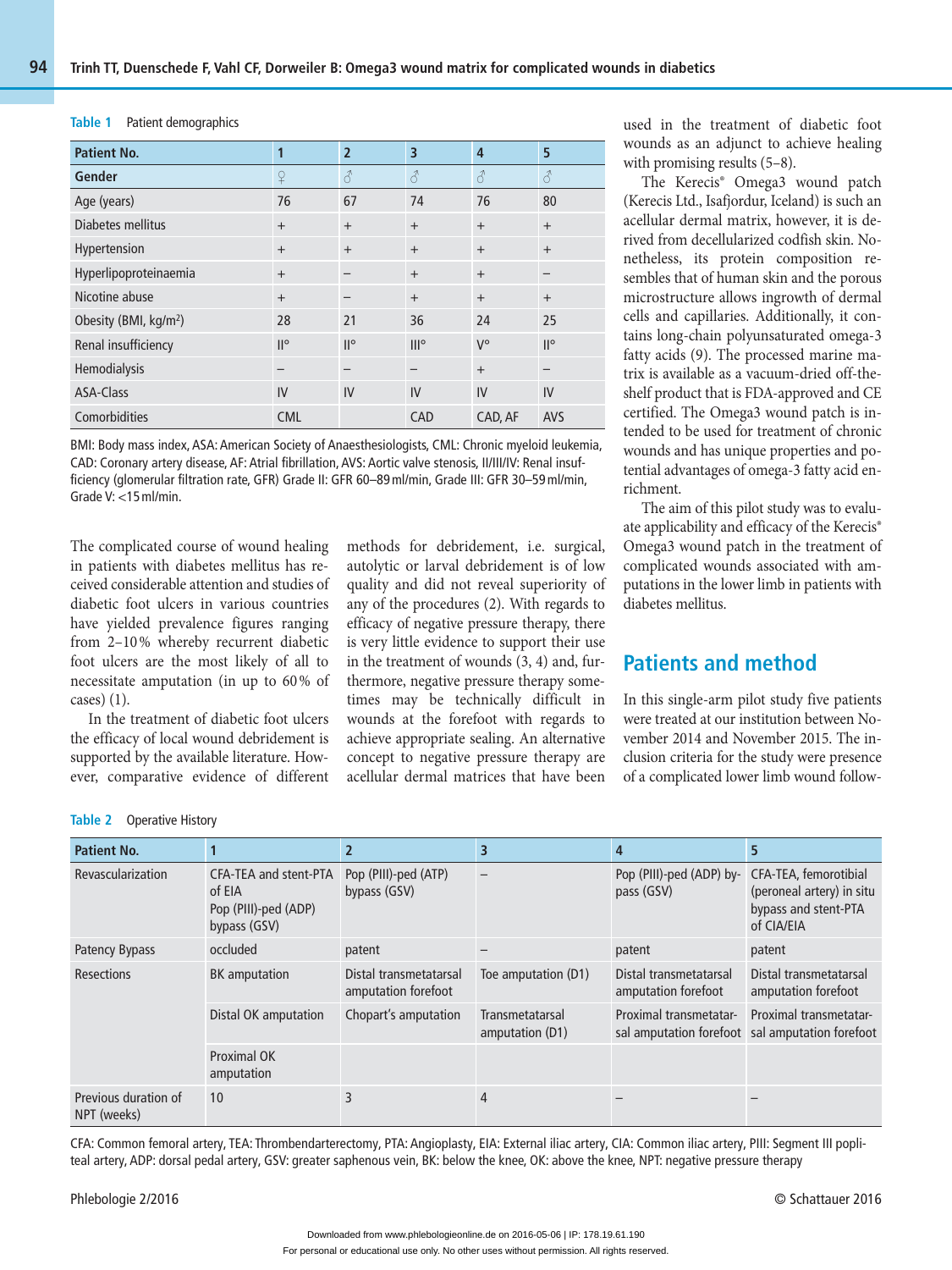**Table 1** Patient demographics

| Patient No. | 1 | 2 | 3 | 4 | 5 |
|---|---|---|---|---|---|
| Gender | ♀ | ♂ | ♂ | ♂ | ♂ |
| Age (years) | 76 | 67 | 74 | 76 | 80 |
| Diabetes mellitus | + | + | + | + | + |
| Hypertension | + | + | + | + | + |
| Hyperlipoproteinaemia | + | – | + | + | – |
| Nicotine abuse | + | – | + | + | + |
| Obesity (BMI, kg/m²) | 28 | 21 | 36 | 24 | 25 |
| Renal insufficiency | II° | II° | III° | V° | II° |
| Hemodialysis | – | – | – | + | – |
| ASA-Class | IV | IV | IV | IV | IV |
| Comorbidities | CML | | CAD | CAD, AF | AVS |

BMI: Body mass index, ASA: American Society of Anaesthesiologists, CML: Chronic myeloid leukemia, CAD: Coronary artery disease, AF: Atrial fibrillation, AVS: Aortic valve stenosis, II/III/IV: Renal insufficiency (glomerular filtration rate, GFR) Grade II: GFR 60–89 ml/min, Grade III: GFR 30–59 ml/min, Grade V: <15 ml/min.

The complicated course of wound healing in patients with diabetes mellitus has received considerable attention and studies of diabetic foot ulcers in various countries have yielded prevalence figures ranging from 2–10 % whereby recurrent diabetic foot ulcers are the most likely of all to necessitate amputation (in up to 60 % of cases) (1).

In the treatment of diabetic foot ulcers the efficacy of local wound debridement is supported by the available literature. However, comparative evidence of different methods for debridement, i.e. surgical, autolytic or larval debridement is of low quality and did not reveal superiority of any of the procedures (2). With regards to efficacy of negative pressure therapy, there is very little evidence to support their use in the treatment of wounds (3, 4) and, furthermore, negative pressure therapy sometimes may be technically difficult in wounds at the forefoot with regards to achieve appropriate sealing. An alternative concept to negative pressure therapy are acellular dermal matrices that have been used in the treatment of diabetic foot wounds as an adjunct to achieve healing with promising results (5–8).

The Kerecis® Omega3 wound patch (Kerecis Ltd., Isafjordur, Iceland) is such an acellular dermal matrix, however, it is derived from decellularized codfish skin. Nonetheless, its protein composition resembles that of human skin and the porous microstructure allows ingrowth of dermal cells and capillaries. Additionally, it contains long-chain polyunsaturated omega-3 fatty acids (9). The processed marine matrix is available as a vacuum-dried off-the-shelf product that is FDA-approved and CE certified. The Omega3 wound patch is intended to be used for treatment of chronic wounds and has unique properties and potential advantages of omega-3 fatty acid enrichment.

The aim of this pilot study was to evaluate applicability and efficacy of the Kerecis® Omega3 wound patch in the treatment of complicated wounds associated with amputations in the lower limb in patients with diabetes mellitus.

## Patients and method

In this single-arm pilot study five patients were treated at our institution between November 2014 and November 2015. The inclusion criteria for the study were presence of a complicated lower limb wound follow-

**Table 2** Operative History

| Patient No. | 1 | 2 | 3 | 4 | 5 |
|---|---|---|---|---|---|
| Revascularization | CFA-TEA and stent-PTA of EIA Pop (PIII)-ped (ADP) bypass (GSV) | Pop (PIII)-ped (ATP) bypass (GSV) | – | Pop (PIII)-ped (ADP) bypass (GSV) | CFA-TEA, femorotibial (peroneal artery) in situ bypass and stent-PTA of CIA/EIA |
| Patency Bypass | occluded | patent | – | patent | patent |
| Resections | BK amputation | Distal transmetatarsal amputation forefoot | Toe amputation (D1) | Distal transmetatarsal amputation forefoot | Distal transmetatarsal amputation forefoot |
| | Distal OK amputation | Chopart's amputation | Transmetatarsal amputation (D1) | Proximal transmetatarsal amputation forefoot | Proximal transmetatarsal amputation forefoot |
| | Proximal OK amputation | | | | |
| Previous duration of NPT (weeks) | 10 | 3 | 4 | – | – |

CFA: Common femoral artery, TEA: Thrombendarterectomy, PTA: Angioplasty, EIA: External iliac artery, CIA: Common iliac artery, PIII: Segment III popliteal artery, ADP: dorsal pedal artery, GSV: greater saphenous vein, BK: below the knee, OK: above the knee, NPT: negative pressure therapy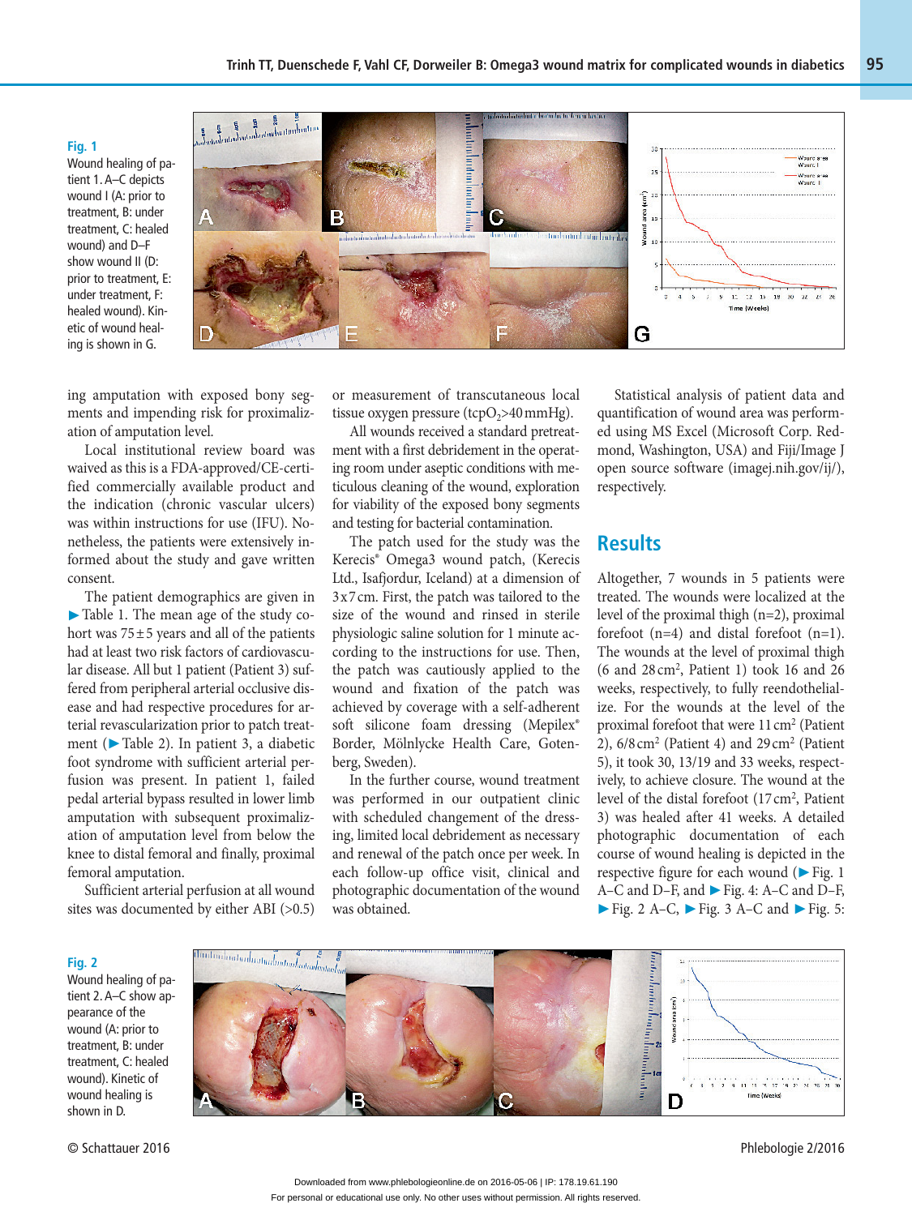**Fig. 1**
Wound healing of patient 1. A–C depicts wound I (A: prior to treatment, B: under treatment, C: healed wound) and D–F show wound II (D: prior to treatment, E: under treatment, F: healed wound). Kinetic of wound healing is shown in G.

ing amputation with exposed bony segments and impending risk for proximalization of amputation level.

Local institutional review board was waived as this is a FDA-approved/CE-certified commercially available product and the indication (chronic vascular ulcers) was within instructions for use (IFU). Nonetheless, the patients were extensively informed about the study and gave written consent.

The patient demographics are given in ▶ Table 1. The mean age of the study cohort was 75±5 years and all of the patients had at least two risk factors of cardiovascular disease. All but 1 patient (Patient 3) suffered from peripheral arterial occlusive disease and had respective procedures for arterial revascularization prior to patch treatment (▶ Table 2). In patient 3, a diabetic foot syndrome with sufficient arterial perfusion was present. In patient 1, failed pedal arterial bypass resulted in lower limb amputation with subsequent proximalization of amputation level from below the knee to distal femoral and finally, proximal femoral amputation.

Sufficient arterial perfusion at all wound sites was documented by either ABI (>0.5) or measurement of transcutaneous local tissue oxygen pressure ($tcpO_2$>40 mmHg).

All wounds received a standard pretreatment with a first debridement in the operating room under aseptic conditions with meticulous cleaning of the wound, exploration for viability of the exposed bony segments and testing for bacterial contamination.

The patch used for the study was the Kerecis® Omega3 wound patch, (Kerecis Ltd., Isafjordur, Iceland) at a dimension of 3x7 cm. First, the patch was tailored to the size of the wound and rinsed in sterile physiologic saline solution for 1 minute according to the instructions for use. Then, the patch was cautiously applied to the wound and fixation of the patch was achieved by coverage with a self-adherent soft silicone foam dressing (Mepilex® Border, Mölnlycke Health Care, Gotenberg, Sweden).

In the further course, wound treatment was performed in our outpatient clinic with scheduled changement of the dressing, limited local debridement as necessary and renewal of the patch once per week. In each follow-up office visit, clinical and photographic documentation of the wound was obtained.

Statistical analysis of patient data and quantification of wound area was performed using MS Excel (Microsoft Corp. Redmond, Washington, USA) and Fiji/Image J open source software (imagej.nih.gov/ij/), respectively.

## Results

Altogether, 7 wounds in 5 patients were treated. The wounds were localized at the level of the proximal thigh (n=2), proximal forefoot (n=4) and distal forefoot (n=1). The wounds at the level of proximal thigh (6 and 28 $cm^2$, Patient 1) took 16 and 26 weeks, respectively, to fully reendothelialize. For the wounds at the level of the proximal forefoot that were 11 $cm^2$ (Patient 2), 6/8 $cm^2$ (Patient 4) and 29 $cm^2$ (Patient 5), it took 30, 13/19 and 33 weeks, respectively, to achieve closure. The wound at the level of the distal forefoot (17 $cm^2$, Patient 3) was healed after 41 weeks. A detailed photographic documentation of each course of wound healing is depicted in the respective figure for each wound (▶ Fig. 1 A–C and D–F, and ▶ Fig. 4: A–C and D–F, ▶ Fig. 2 A–C, ▶ Fig. 3 A–C and ▶ Fig. 5:

**Fig. 2**
Wound healing of patient 2. A–C show appearance of the wound (A: prior to treatment, B: under treatment, C: healed wound). Kinetic of wound healing is shown in D.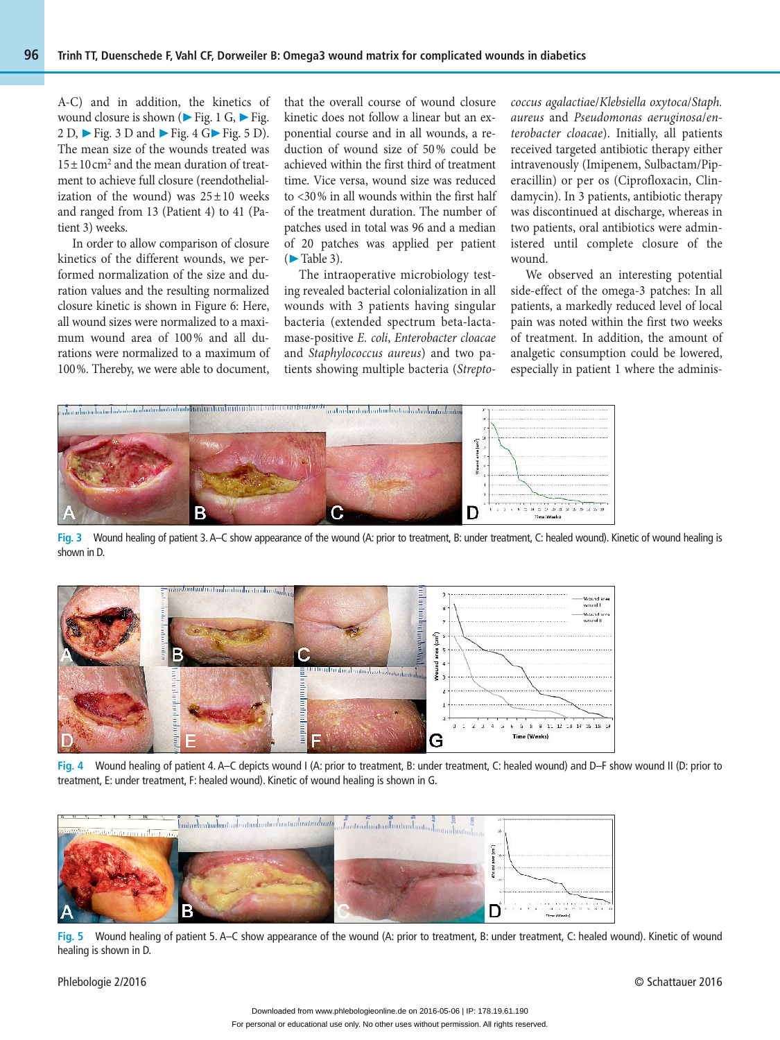A-C) and in addition, the kinetics of wound closure is shown (▶ Fig. 1 G, ▶ Fig. 2 D, ▶ Fig. 3 D and ▶ Fig. 4 G▶ Fig. 5 D). The mean size of the wounds treated was 15 ± 10 cm² and the mean duration of treatment to achieve full closure (reendothelialization of the wound) was 25 ± 10 weeks and ranged from 13 (Patient 4) to 41 (Patient 3) weeks.

In order to allow comparison of closure kinetics of the different wounds, we performed normalization of the size and duration values and the resulting normalized closure kinetic is shown in Figure 6: Here, all wound sizes were normalized to a maximum wound area of 100 % and all durations were normalized to a maximum of 100 %. Thereby, we were able to document, that the overall course of wound closure kinetic does not follow a linear but an exponential course and in all wounds, a reduction of wound size of 50 % could be achieved within the first third of treatment time. Vice versa, wound size was reduced to <30 % in all wounds within the first half of the treatment duration. The number of patches used in total was 96 and a median of 20 patches was applied per patient (▶ Table 3).

The intraoperative microbiology testing revealed bacterial colonialization in all wounds with 3 patients having singular bacteria (extended spectrum beta-lactamase-positive *E. coli*, *Enterobacter cloacae* and *Staphylococcus aureus*) and two patients showing multiple bacteria (*Streptococcus agalactiae*/*Klebsiella oxytoca*/*Staph. aureus* and *Pseudomonas aeruginosa*/*enterobacter cloacae*). Initially, all patients received targeted antibiotic therapy either intravenously (Imipenem, Sulbactam/Piperacillin) or per os (Ciprofloxacin, Clindamycin). In 3 patients, antibiotic therapy was discontinued at discharge, whereas in two patients, oral antibiotics were administered until complete closure of the wound.

We observed an interesting potential side-effect of the omega-3 patches: In all patients, a markedly reduced level of local pain was noted within the first two weeks of treatment. In addition, the amount of analgetic consumption could be lowered, especially in patient 1 where the adminis-

**Fig. 3** Wound healing of patient 3. A–C show appearance of the wound (A: prior to treatment, B: under treatment, C: healed wound). Kinetic of wound healing is shown in D.

**Fig. 4** Wound healing of patient 4. A–C depicts wound I (A: prior to treatment, B: under treatment, C: healed wound) and D–F show wound II (D: prior to treatment, E: under treatment, F: healed wound). Kinetic of wound healing is shown in G.

**Fig. 5** Wound healing of patient 5. A–C show appearance of the wound (A: prior to treatment, B: under treatment, C: healed wound). Kinetic of wound healing is shown in D.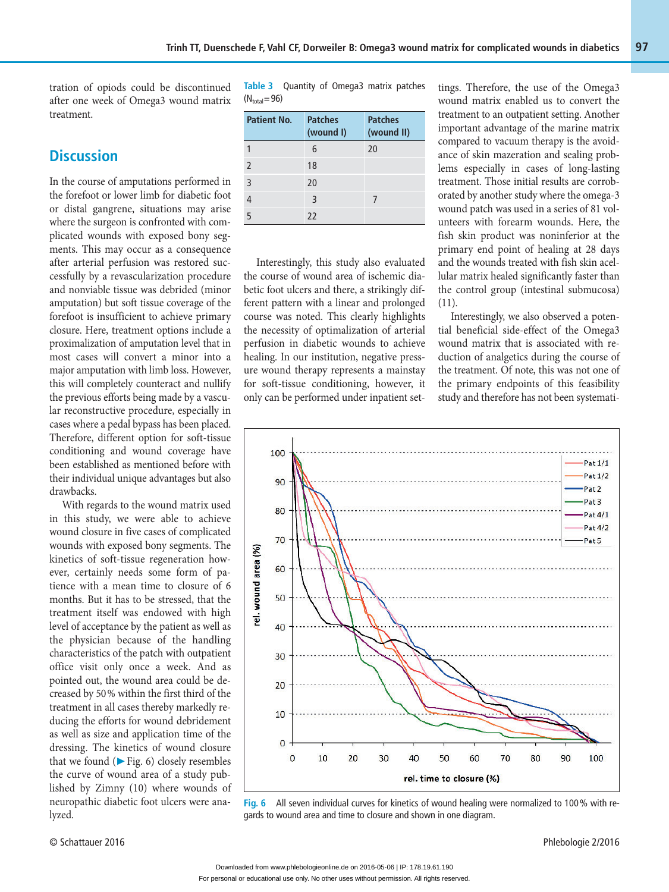tration of opiods could be discontinued after one week of Omega3 wound matrix treatment.

## Discussion

In the course of amputations performed in the forefoot or lower limb for diabetic foot or distal gangrene, situations may arise where the surgeon is confronted with complicated wounds with exposed bony segments. This may occur as a consequence after arterial perfusion was restored successfully by a revascularization procedure and nonviable tissue was debrided (minor amputation) but soft tissue coverage of the forefoot is insufficient to achieve primary closure. Here, treatment options include a proximalization of amputation level that in most cases will convert a minor into a major amputation with limb loss. However, this will completely counteract and nullify the previous efforts being made by a vascular reconstructive procedure, especially in cases where a pedal bypass has been placed. Therefore, different option for soft-tissue conditioning and wound coverage have been established as mentioned before with their individual unique advantages but also drawbacks.

With regards to the wound matrix used in this study, we were able to achieve wound closure in five cases of complicated wounds with exposed bony segments. The kinetics of soft-tissue regeneration however, certainly needs some form of patience with a mean time to closure of 6 months. But it has to be stressed, that the treatment itself was endowed with high level of acceptance by the patient as well as the physician because of the handling characteristics of the patch with outpatient office visit only once a week. And as pointed out, the wound area could be decreased by 50 % within the first third of the treatment in all cases thereby markedly reducing the efforts for wound debridement as well as size and application time of the dressing. The kinetics of wound closure that we found (▶ Fig. 6) closely resembles the curve of wound area of a study published by Zimny (10) where wounds of neuropathic diabetic foot ulcers were analyzed.

**Table 3** Quantity of Omega3 matrix patches ($N_{total}$ = 96)

| Patient No. | Patches (wound I) | Patches (wound II) |
|---|---|---|
| 1 | 6 | 20 |
| 2 | 18 | |
| 3 | 20 | |
| 4 | 3 | 7 |
| 5 | 22 | |

Interestingly, this study also evaluated the course of wound area of ischemic diabetic foot ulcers and there, a strikingly different pattern with a linear and prolonged course was noted. This clearly highlights the necessity of optimalization of arterial perfusion in diabetic wounds to achieve healing. In our institution, negative pressure wound therapy represents a mainstay for soft-tissue conditioning, however, it only can be performed under inpatient settings. Therefore, the use of the Omega3 wound matrix enabled us to convert the treatment to an outpatient setting. Another important advantage of the marine matrix compared to vacuum therapy is the avoidance of skin mazeration and sealing problems especially in cases of long-lasting treatment. Those initial results are corroborated by another study where the omega-3 wound patch was used in a series of 81 volunteers with forearm wounds. Here, the fish skin product was noninferior at the primary end point of healing at 28 days and the wounds treated with fish skin acellular matrix healed significantly faster than the control group (intestinal submucosa) (11).

Interestingly, we also observed a potential beneficial side-effect of the Omega3 wound matrix that is associated with reduction of analgetics during the course of the treatment. Of note, this was not one of the primary endpoints of this feasibility study and therefore has not been systemati-

**Fig. 6** All seven individual curves for kinetics of wound healing were normalized to 100 % with regards to wound area and time to closure and shown in one diagram.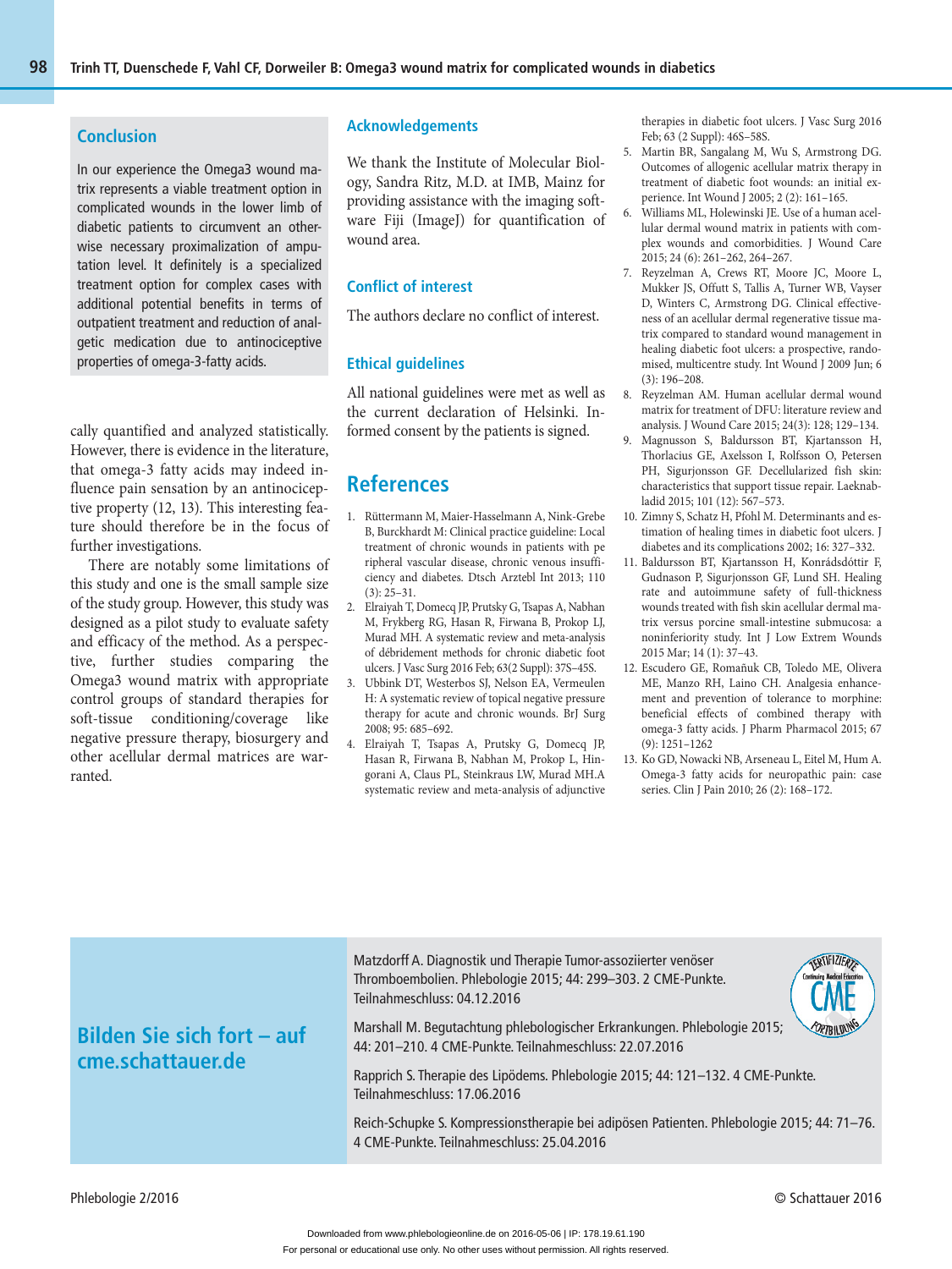## Conclusion

In our experience the Omega3 wound matrix represents a viable treatment option in complicated wounds in the lower limb of diabetic patients to circumvent an otherwise necessary proximalization of amputation level. It definitely is a specialized treatment option for complex cases with additional potential benefits in terms of outpatient treatment and reduction of analgetic medication due to antinociceptive properties of omega-3-fatty acids.

cally quantified and analyzed statistically. However, there is evidence in the literature, that omega-3 fatty acids may indeed influence pain sensation by an antinociceptive property (12, 13). This interesting feature should therefore be in the focus of further investigations.

There are notably some limitations of this study and one is the small sample size of the study group. However, this study was designed as a pilot study to evaluate safety and efficacy of the method. As a perspective, further studies comparing the Omega3 wound matrix with appropriate control groups of standard therapies for soft-tissue conditioning/coverage like negative pressure therapy, biosurgery and other acellular dermal matrices are warranted.

## Acknowledgements

We thank the Institute of Molecular Biology, Sandra Ritz, M.D. at IMB, Mainz for providing assistance with the imaging software Fiji (ImageJ) for quantification of wound area.

## Conflict of interest

The authors declare no conflict of interest.

## Ethical guidelines

All national guidelines were met as well as the current declaration of Helsinki. Informed consent by the patients is signed.

# References

1. Rüttermann M, Maier-Hasselmann A, Nink-Grebe B, Burckhardt M: Clinical practice guideline: Local treatment of chronic wounds in patients with peripheral vascular disease, chronic venous insufficiency and diabetes. Dtsch Arztebl Int 2013; 110 (3): 25–31.
2. Elraiyah T, Domecq JP, Prutsky G, Tsapas A, Nabhan M, Frykberg RG, Hasan R, Firwana B, Prokop LJ, Murad MH. A systematic review and meta-analysis of débridement methods for chronic diabetic foot ulcers. J Vasc Surg 2016 Feb; 63(2 Suppl): 37S–45S.
3. Ubbink DT, Westerbos SJ, Nelson EA, Vermeulen H: A systematic review of topical negative pressure therapy for acute and chronic wounds. BrJ Surg 2008; 95: 685–692.
4. Elraiyah T, Tsapas A, Prutsky G, Domecq JP, Hasan R, Firwana B, Nabhan M, Prokop L, Hingorani A, Claus PL, Steinkraus LW, Murad MH.A systematic review and meta-analysis of adjunctive therapies in diabetic foot ulcers. J Vasc Surg 2016 Feb; 63 (2 Suppl): 46S–58S.
5. Martin BR, Sangalang M, Wu S, Armstrong DG. Outcomes of allogenic acellular matrix therapy in treatment of diabetic foot wounds: an initial experience. Int Wound J 2005; 2 (2): 161–165.
6. Williams ML, Holewinski JE. Use of a human acellular dermal wound matrix in patients with complex wounds and comorbidities. J Wound Care 2015; 24 (6): 261–262, 264–267.
7. Reyzelman A, Crews RT, Moore JC, Moore L, Mukker JS, Offutt S, Tallis A, Turner WB, Vayser D, Winters C, Armstrong DG. Clinical effectiveness of an acellular dermal regenerative tissue matrix compared to standard wound management in healing diabetic foot ulcers: a prospective, randomised, multicentre study. Int Wound J 2009 Jun; 6 (3): 196–208.
8. Reyzelman AM. Human acellular dermal wound matrix for treatment of DFU: literature review and analysis. J Wound Care 2015; 24(3): 128; 129–134.
9. Magnusson S, Baldursson BT, Kjartansson H, Thorlacius GE, Axelsson I, Rolfsson O, Petersen PH, Sigurjonsson GF. Decellularized fish skin: characteristics that support tissue repair. Laeknabladid 2015; 101 (12): 567–573.
10. Zimny S, Schatz H, Pfohl M. Determinants and estimation of healing times in diabetic foot ulcers. J diabetes and its complications 2002; 16: 327–332.
11. Baldursson BT, Kjartansson H, Konrádsdóttir F, Gudnason P, Sigurjonsson GF, Lund SH. Healing rate and autoimmune safety of full-thickness wounds treated with fish skin acellular dermal matrix versus porcine small-intestine submucosa: a noninferiority study. Int J Low Extrem Wounds 2015 Mar; 14 (1): 37–43.
12. Escudero GE, Romañuk CB, Toledo ME, Olivera ME, Manzo RH, Laino CH. Analgesia enhancement and prevention of tolerance to morphine: beneficial effects of combined therapy with omega-3 fatty acids. J Pharm Pharmacol 2015; 67 (9): 1251–1262
13. Ko GD, Nowacki NB, Arseneau L, Eitel M, Hum A. Omega-3 fatty acids for neuropathic pain: case series. Clin J Pain 2010; 26 (2): 168–172.

## Bilden Sie sich fort – auf cme.schattauer.de

Matzdorff A. Diagnostik und Therapie Tumor-assoziierter venöser Thromboembolien. Phlebologie 2015; 44: 299–303. 2 CME-Punkte. Teilnahmeschluss: 04.12.2016

Marshall M. Begutachtung phlebologischer Erkrankungen. Phlebologie 2015; 44: 201–210. 4 CME-Punkte. Teilnahmeschluss: 22.07.2016

Rapprich S. Therapie des Lipödems. Phlebologie 2015; 44: 121–132. 4 CME-Punkte. Teilnahmeschluss: 17.06.2016

Reich-Schupke S. Kompressionstherapie bei adipösen Patienten. Phlebologie 2015; 44: 71–76. 4 CME-Punkte. Teilnahmeschluss: 25.04.2016